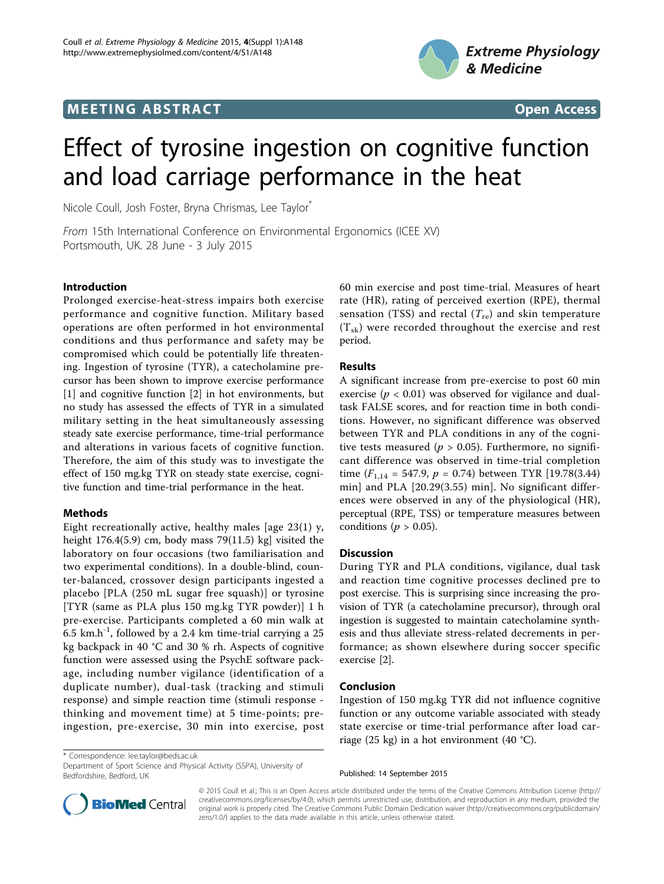MEETING ABSTRACT

Open Access

# Effect of tyrosine ingestion on cognitive function and load carriage performance in the heat

Nicole Coull, Josh Foster, Bryna Chrismas, Lee Taylor*

*From* 15th International Conference on Environmental Ergonomics (ICEE XV)
Portsmouth, UK. 28 June - 3 July 2015

## Introduction

Prolonged exercise-heat-stress impairs both exercise performance and cognitive function. Military based operations are often performed in hot environmental conditions and thus performance and safety may be compromised which could be potentially life threatening. Ingestion of tyrosine (TYR), a catecholamine precursor has been shown to improve exercise performance [1] and cognitive function [2] in hot environments, but no study has assessed the effects of TYR in a simulated military setting in the heat simultaneously assessing steady sate exercise performance, time-trial performance and alterations in various facets of cognitive function. Therefore, the aim of this study was to investigate the effect of 150 mg.kg TYR on steady state exercise, cognitive function and time-trial performance in the heat.

## Methods

Eight recreationally active, healthy males [age 23(1) y, height 176.4(5.9) cm, body mass 79(11.5) kg] visited the laboratory on four occasions (two familiarisation and two experimental conditions). In a double-blind, counter-balanced, crossover design participants ingested a placebo [PLA (250 mL sugar free squash)] or tyrosine [TYR (same as PLA plus 150 mg.kg TYR powder)] 1 h pre-exercise. Participants completed a 60 min walk at 6.5 $km.h^{-1}$, followed by a 2.4 km time-trial carrying a 25 kg backpack in 40 °C and 30 % rh. Aspects of cognitive function were assessed using the PsychE software package, including number vigilance (identification of a duplicate number), dual-task (tracking and stimuli response) and simple reaction time (stimuli response - thinking and movement time) at 5 time-points; pre-ingestion, pre-exercise, 30 min into exercise, post 60 min exercise and post time-trial. Measures of heart rate (HR), rating of perceived exertion (RPE), thermal sensation (TSS) and rectal ($T_{re}$) and skin temperature ($T_{sk}$) were recorded throughout the exercise and rest period.

## Results

A significant increase from pre-exercise to post 60 min exercise ($p < 0.01$) was observed for vigilance and dual-task FALSE scores, and for reaction time in both conditions. However, no significant difference was observed between TYR and PLA conditions in any of the cognitive tests measured ($p > 0.05$). Furthermore, no significant difference was observed in time-trial completion time ($F_{1,14} = 547.9$, $p = 0.74$) between TYR [19.78(3.44) min] and PLA [20.29(3.55) min]. No significant differences were observed in any of the physiological (HR), perceptual (RPE, TSS) or temperature measures between conditions ($p > 0.05$).

## Discussion

During TYR and PLA conditions, vigilance, dual task and reaction time cognitive processes declined pre to post exercise. This is surprising since increasing the provision of TYR (a catecholamine precursor), through oral ingestion is suggested to maintain catecholamine synthesis and thus alleviate stress-related decrements in performance; as shown elsewhere during soccer specific exercise [2].

## Conclusion

Ingestion of 150 mg.kg TYR did not influence cognitive function or any outcome variable associated with steady state exercise or time-trial performance after load carriage (25 kg) in a hot environment (40 °C).

\* Correspondence: lee.taylor@beds.ac.uk
Department of Sport Science and Physical Activity (SSPA), University of Bedfordshire, Bedford, UK

Published: 14 September 2015

© 2015 Coull et al.; This is an Open Access article distributed under the terms of the Creative Commons Attribution License (http://creativecommons.org/licenses/by/4.0), which permits unrestricted use, distribution, and reproduction in any medium, provided the original work is properly cited. The Creative Commons Public Domain Dedication waiver (http://creativecommons.org/publicdomain/zero/1.0/) applies to the data made available in this article, unless otherwise stated.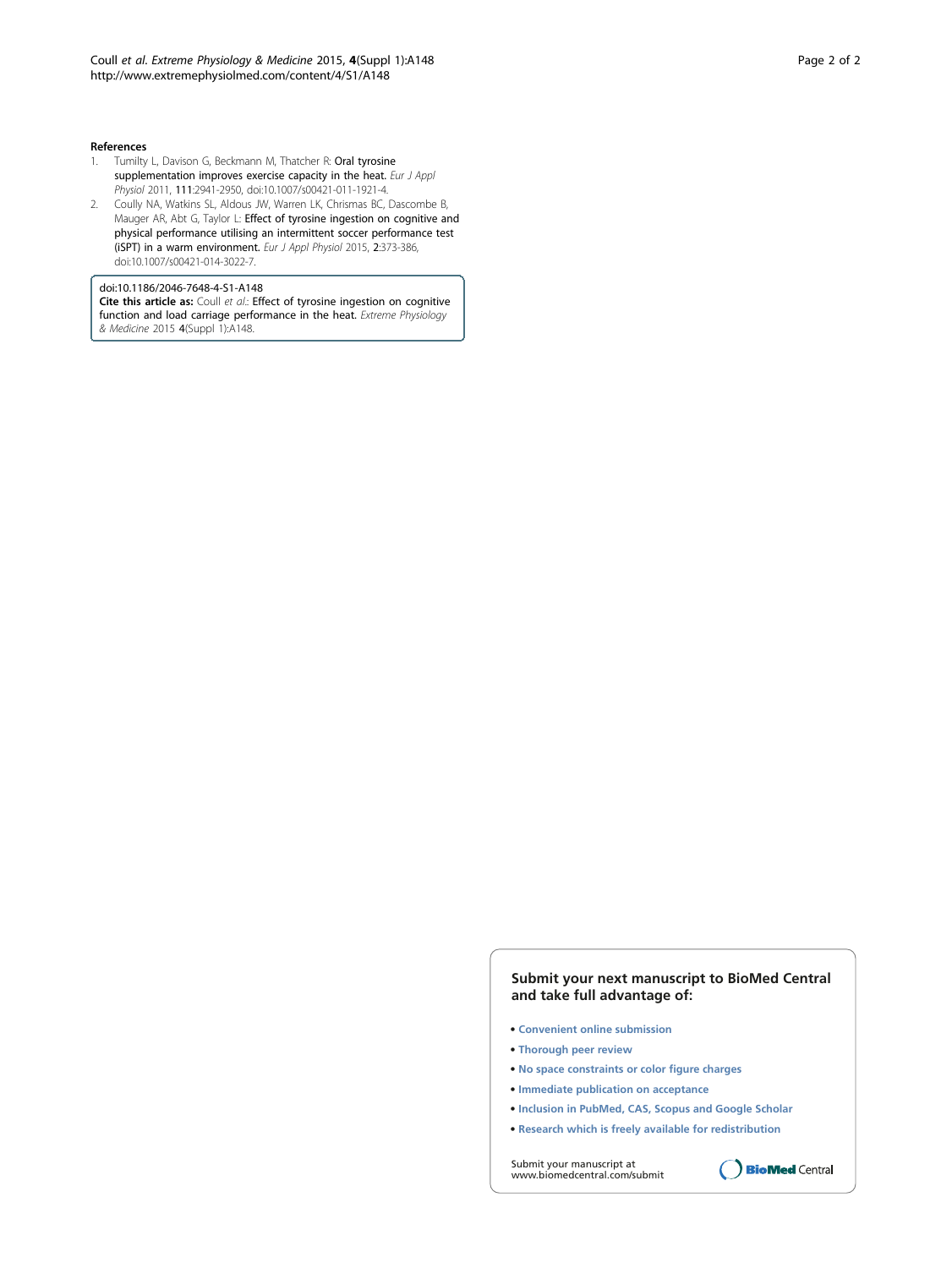### References

1. Tumilty L, Davison G, Beckmann M, Thatcher R: **Oral tyrosine supplementation improves exercise capacity in the heat.** *Eur J Appl Physiol* 2011, **111**:2941-2950, doi:10.1007/s00421-011-1921-4.
2. Coully NA, Watkins SL, Aldous JW, Warren LK, Chrismas BC, Dascombe B, Mauger AR, Abt G, Taylor L: **Effect of tyrosine ingestion on cognitive and physical performance utilising an intermittent soccer performance test (iSPT) in a warm environment.** *Eur J Appl Physiol* 2015, **2**:373-386, doi:10.1007/s00421-014-3022-7.

doi:10.1186/2046-7648-4-S1-A148
**Cite this article as:** Coull *et al.*: Effect of tyrosine ingestion on cognitive function and load carriage performance in the heat. *Extreme Physiology & Medicine* 2015 **4**(Suppl 1):A148.

**Submit your next manuscript to BioMed Central and take full advantage of:**

- **Convenient online submission**
- **Thorough peer review**
- **No space constraints or color figure charges**
- **Immediate publication on acceptance**
- **Inclusion in PubMed, CAS, Scopus and Google Scholar**
- **Research which is freely available for redistribution**

Submit your manuscript at
www.biomedcentral.com/submit

BioMed Central